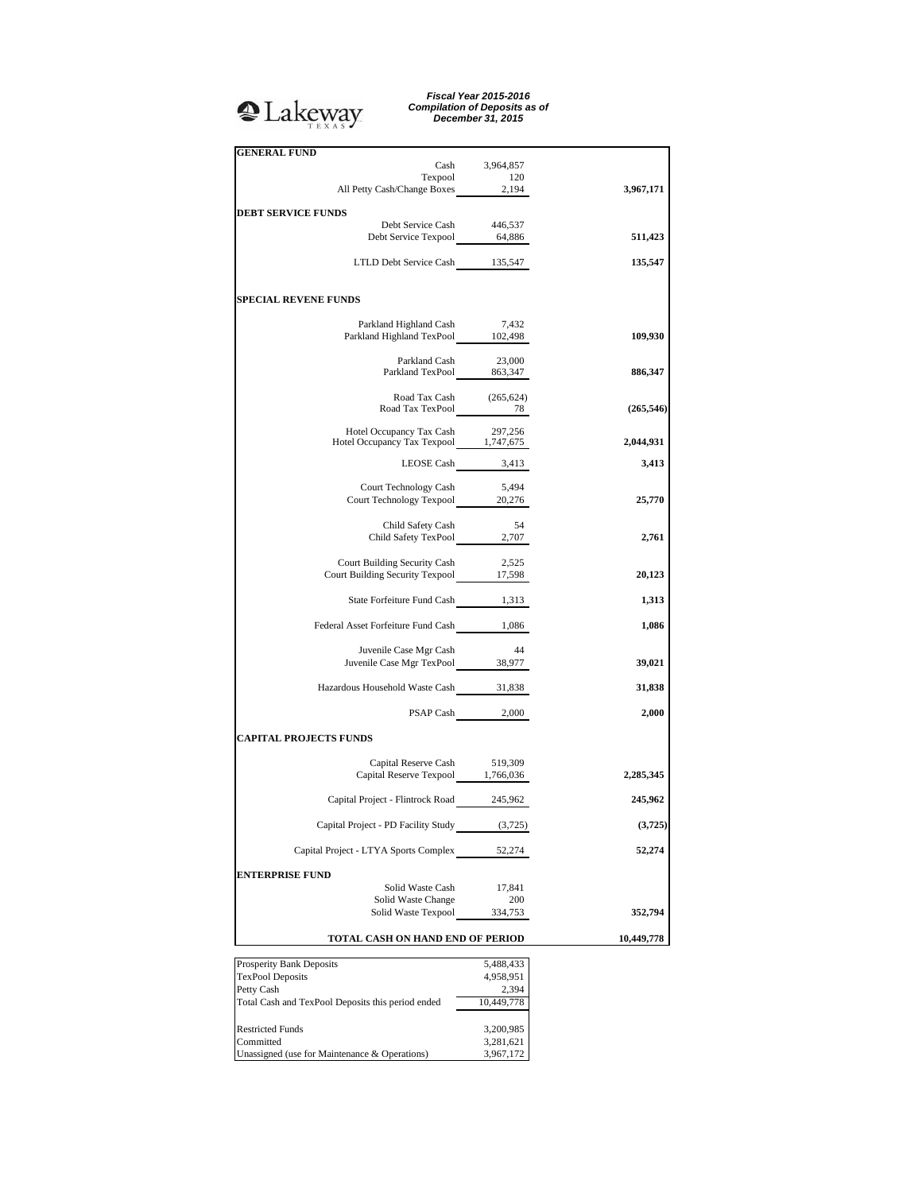Lakeway TEXAS

***Fiscal Year 2015-2016***
***Compilation of Deposits as of***
***December 31, 2015***

| | | |
|---|---|---|
| **GENERAL FUND** | | |
| Cash | 3,964,857 | |
| Texpool | 120 | |
| All Petty Cash/Change Boxes | 2,194 | **3,967,171** |
| **DEBT SERVICE FUNDS** | | |
| Debt Service Cash | 446,537 | |
| Debt Service Texpool | 64,886 | **511,423** |
| LTLD Debt Service Cash | 135,547 | **135,547** |
| **SPECIAL REVENE FUNDS** | | |
| Parkland Highland Cash | 7,432 | |
| Parkland Highland TexPool | 102,498 | **109,930** |
| Parkland Cash | 23,000 | |
| Parkland TexPool | 863,347 | **886,347** |
| Road Tax Cash | (265,624) | |
| Road Tax TexPool | 78 | **(265,546)** |
| Hotel Occupancy Tax Cash | 297,256 | |
| Hotel Occupancy Tax Texpool | 1,747,675 | **2,044,931** |
| LEOSE Cash | 3,413 | **3,413** |
| Court Technology Cash | 5,494 | |
| Court Technology Texpool | 20,276 | **25,770** |
| Child Safety Cash | 54 | |
| Child Safety TexPool | 2,707 | **2,761** |
| Court Building Security Cash | 2,525 | |
| Court Building Security Texpool | 17,598 | **20,123** |
| State Forfeiture Fund Cash | 1,313 | **1,313** |
| Federal Asset Forfeiture Fund Cash | 1,086 | **1,086** |
| Juvenile Case Mgr Cash | 44 | |
| Juvenile Case Mgr TexPool | 38,977 | **39,021** |
| Hazardous Household Waste Cash | 31,838 | **31,838** |
| PSAP Cash | 2,000 | **2,000** |
| **CAPITAL PROJECTS FUNDS** | | |
| Capital Reserve Cash | 519,309 | |
| Capital Reserve Texpool | 1,766,036 | **2,285,345** |
| Capital Project - Flintrock Road | 245,962 | **245,962** |
| Capital Project - PD Facility Study | (3,725) | **(3,725)** |
| Capital Project - LTYA Sports Complex | 52,274 | **52,274** |
| **ENTERPRISE FUND** | | |
| Solid Waste Cash | 17,841 | |
| Solid Waste Change | 200 | |
| Solid Waste Texpool | 334,753 | **352,794** |
| **TOTAL CASH ON HAND END OF PERIOD** | | **10,449,778** |

| | |
|---|---|
| Prosperity Bank Deposits | 5,488,433 |
| TexPool Deposits | 4,958,951 |
| Petty Cash | 2,394 |
| Total Cash and TexPool Deposits this period ended | 10,449,778 |
| Restricted Funds | 3,200,985 |
| Committed | 3,281,621 |
| Unassigned (use for Maintenance & Operations) | 3,967,172 |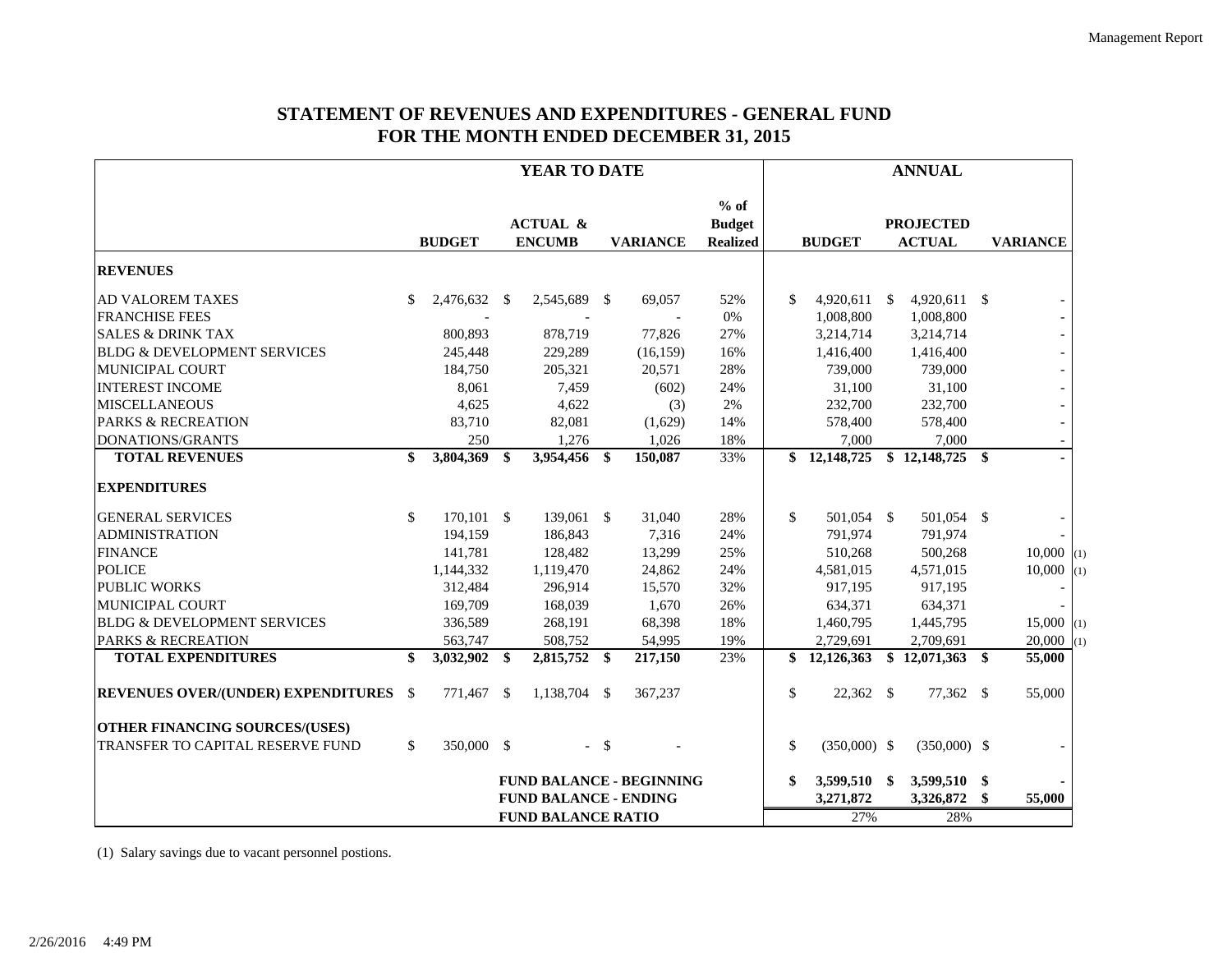# STATEMENT OF REVENUES AND EXPENDITURES - GENERAL FUND
# FOR THE MONTH ENDED DECEMBER 31, 2015

| | YEAR TO DATE | | | | ANNUAL | | | |
|---|---|---|---|---|---|---|---|---|
| | BUDGET | ACTUAL & ENCUMB | VARIANCE | % of Budget Realized | BUDGET | PROJECTED ACTUAL | VARIANCE | |
| **REVENUES** | | | | | | | | |
| AD VALOREM TAXES | $ 2,476,632 | $ 2,545,689 | $ 69,057 | 52% | $ 4,920,611 | $ 4,920,611 | $ - | |
| FRANCHISE FEES | - | - | - | 0% | 1,008,800 | 1,008,800 | - | |
| SALES & DRINK TAX | 800,893 | 878,719 | 77,826 | 27% | 3,214,714 | 3,214,714 | - | |
| BLDG & DEVELOPMENT SERVICES | 245,448 | 229,289 | (16,159) | 16% | 1,416,400 | 1,416,400 | - | |
| MUNICIPAL COURT | 184,750 | 205,321 | 20,571 | 28% | 739,000 | 739,000 | - | |
| INTEREST INCOME | 8,061 | 7,459 | (602) | 24% | 31,100 | 31,100 | - | |
| MISCELLANEOUS | 4,625 | 4,622 | (3) | 2% | 232,700 | 232,700 | - | |
| PARKS & RECREATION | 83,710 | 82,081 | (1,629) | 14% | 578,400 | 578,400 | - | |
| DONATIONS/GRANTS | 250 | 1,276 | 1,026 | 18% | 7,000 | 7,000 | - | |
| **TOTAL REVENUES** | **$ 3,804,369** | **$ 3,954,456** | **$ 150,087** | 33% | **$ 12,148,725** | **$ 12,148,725** | **$ -** | |
| **EXPENDITURES** | | | | | | | | |
| GENERAL SERVICES | $ 170,101 | $ 139,061 | $ 31,040 | 28% | $ 501,054 | $ 501,054 | $ - | |
| ADMINISTRATION | 194,159 | 186,843 | 7,316 | 24% | 791,974 | 791,974 | - | |
| FINANCE | 141,781 | 128,482 | 13,299 | 25% | 510,268 | 500,268 | 10,000 | (1) |
| POLICE | 1,144,332 | 1,119,470 | 24,862 | 24% | 4,581,015 | 4,571,015 | 10,000 | (1) |
| PUBLIC WORKS | 312,484 | 296,914 | 15,570 | 32% | 917,195 | 917,195 | - | |
| MUNICIPAL COURT | 169,709 | 168,039 | 1,670 | 26% | 634,371 | 634,371 | - | |
| BLDG & DEVELOPMENT SERVICES | 336,589 | 268,191 | 68,398 | 18% | 1,460,795 | 1,445,795 | 15,000 | (1) |
| PARKS & RECREATION | 563,747 | 508,752 | 54,995 | 19% | 2,729,691 | 2,709,691 | 20,000 | (1) |
| **TOTAL EXPENDITURES** | **$ 3,032,902** | **$ 2,815,752** | **$ 217,150** | 23% | **$ 12,126,363** | **$ 12,071,363** | **$ 55,000** | |
| **REVENUES OVER/(UNDER) EXPENDITURES** | $ 771,467 | $ 1,138,704 | $ 367,237 | | $ 22,362 | $ 77,362 | $ 55,000 | |
| **OTHER FINANCING SOURCES/(USES)** | | | | | | | | |
| TRANSFER TO CAPITAL RESERVE FUND | $ 350,000 | $ - | $ - | | $ (350,000) | $ (350,000) | $ - | |
| | | **FUND BALANCE - BEGINNING** | | | **$ 3,599,510** | **$ 3,599,510** | **$ -** | |
| | | **FUND BALANCE - ENDING** | | | **3,271,872** | **3,326,872** | **$ 55,000** | |
| | | **FUND BALANCE RATIO** | | | 27% | 28% | | |

(1) Salary savings due to vacant personnel postions.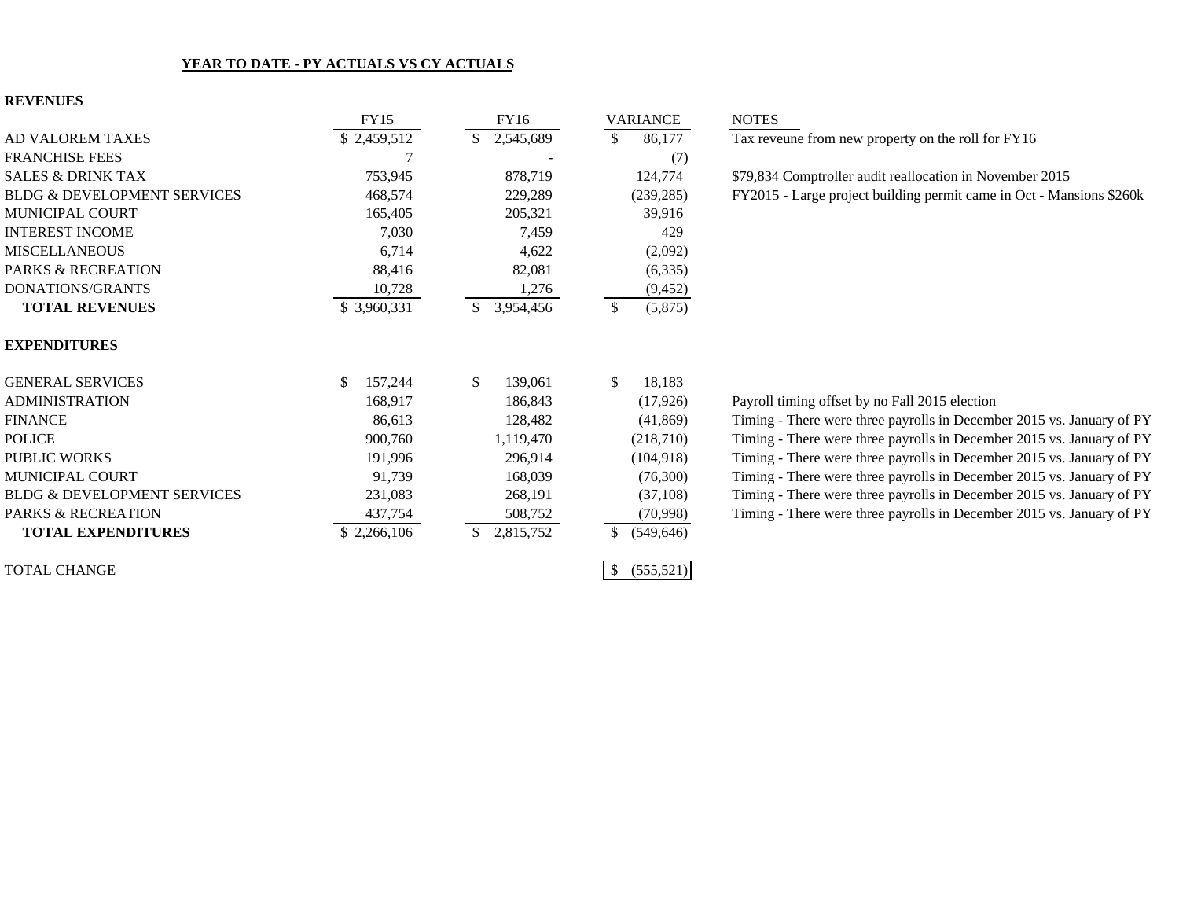**YEAR TO DATE - PY ACTUALS VS CY ACTUALS**

**REVENUES**

| | FY15 | FY16 | VARIANCE | NOTES |
|---|---|---|---|---|
| AD VALOREM TAXES | $ 2,459,512 | $ 2,545,689 | $ 86,177 | Tax reveune from new property on the roll for FY16 |
| FRANCHISE FEES | 7 | - | (7) | |
| SALES & DRINK TAX | 753,945 | 878,719 | 124,774 | $79,834 Comptroller audit reallocation in November 2015 |
| BLDG & DEVELOPMENT SERVICES | 468,574 | 229,289 | (239,285) | FY2015 - Large project building permit came in Oct - Mansions $260k |
| MUNICIPAL COURT | 165,405 | 205,321 | 39,916 | |
| INTEREST INCOME | 7,030 | 7,459 | 429 | |
| MISCELLANEOUS | 6,714 | 4,622 | (2,092) | |
| PARKS & RECREATION | 88,416 | 82,081 | (6,335) | |
| DONATIONS/GRANTS | 10,728 | 1,276 | (9,452) | |
| **TOTAL REVENUES** | $ 3,960,331 | $ 3,954,456 | $ (5,875) | |

**EXPENDITURES**

| | FY15 | FY16 | VARIANCE | NOTES |
|---|---|---|---|---|
| GENERAL SERVICES | $ 157,244 | $ 139,061 | $ 18,183 | |
| ADMINISTRATION | 168,917 | 186,843 | (17,926) | Payroll timing offset by no Fall 2015 election |
| FINANCE | 86,613 | 128,482 | (41,869) | Timing - There were three payrolls in December 2015 vs. January of PY |
| POLICE | 900,760 | 1,119,470 | (218,710) | Timing - There were three payrolls in December 2015 vs. January of PY |
| PUBLIC WORKS | 191,996 | 296,914 | (104,918) | Timing - There were three payrolls in December 2015 vs. January of PY |
| MUNICIPAL COURT | 91,739 | 168,039 | (76,300) | Timing - There were three payrolls in December 2015 vs. January of PY |
| BLDG & DEVELOPMENT SERVICES | 231,083 | 268,191 | (37,108) | Timing - There were three payrolls in December 2015 vs. January of PY |
| PARKS & RECREATION | 437,754 | 508,752 | (70,998) | Timing - There were three payrolls in December 2015 vs. January of PY |
| **TOTAL EXPENDITURES** | $ 2,266,106 | $ 2,815,752 | $ (549,646) | |
| | | | | |
| TOTAL CHANGE | | | $ (555,521) | |